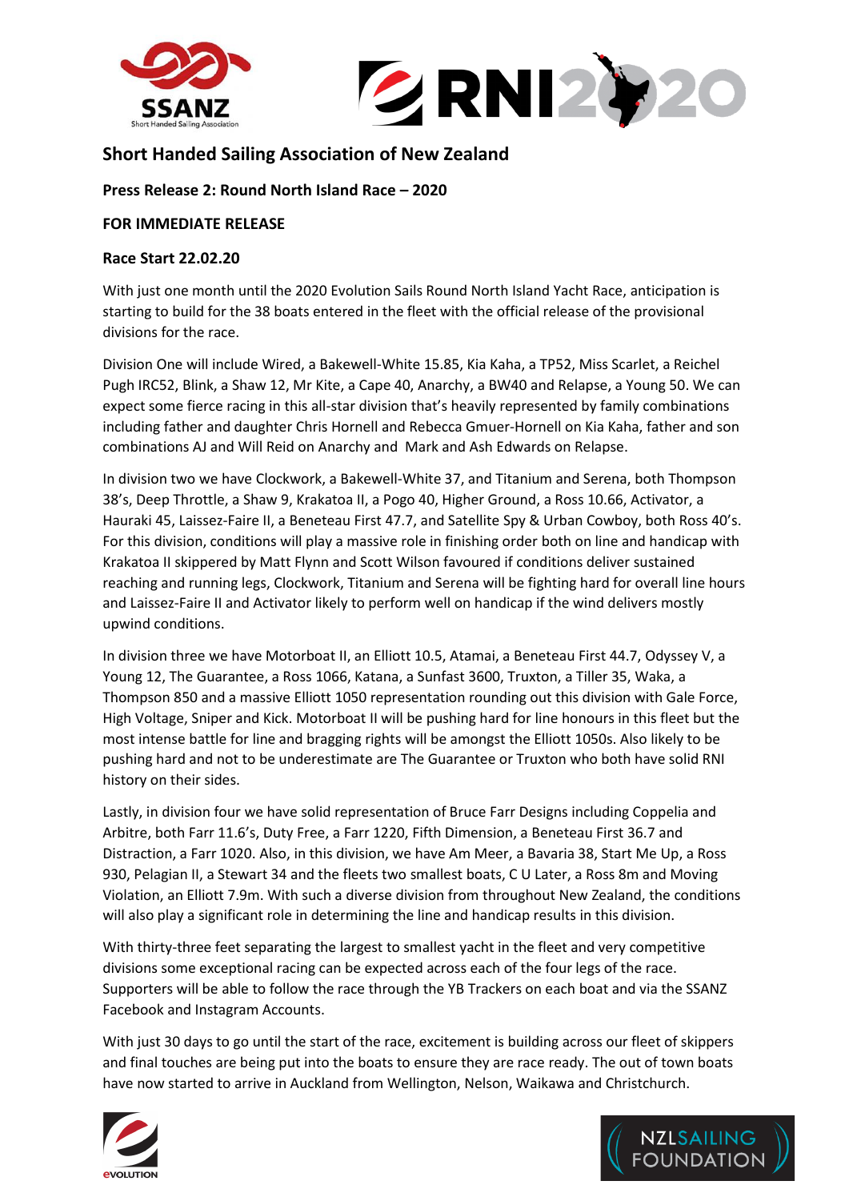## Short Handed Sailing Association of New Zealand

**Press Release 2: Round North Island Race – 2020**

**FOR IMMEDIATE RELEASE**

**Race Start 22.02.20**

With just one month until the 2020 Evolution Sails Round North Island Yacht Race, anticipation is starting to build for the 38 boats entered in the fleet with the official release of the provisional divisions for the race.

Division One will include Wired, a Bakewell-White 15.85, Kia Kaha, a TP52, Miss Scarlet, a Reichel Pugh IRC52, Blink, a Shaw 12, Mr Kite, a Cape 40, Anarchy, a BW40 and Relapse, a Young 50. We can expect some fierce racing in this all-star division that's heavily represented by family combinations including father and daughter Chris Hornell and Rebecca Gmuer-Hornell on Kia Kaha, father and son combinations AJ and Will Reid on Anarchy and Mark and Ash Edwards on Relapse.

In division two we have Clockwork, a Bakewell-White 37, and Titanium and Serena, both Thompson 38's, Deep Throttle, a Shaw 9, Krakatoa II, a Pogo 40, Higher Ground, a Ross 10.66, Activator, a Hauraki 45, Laissez-Faire II, a Beneteau First 47.7, and Satellite Spy & Urban Cowboy, both Ross 40's. For this division, conditions will play a massive role in finishing order both on line and handicap with Krakatoa II skippered by Matt Flynn and Scott Wilson favoured if conditions deliver sustained reaching and running legs, Clockwork, Titanium and Serena will be fighting hard for overall line hours and Laissez-Faire II and Activator likely to perform well on handicap if the wind delivers mostly upwind conditions.

In division three we have Motorboat II, an Elliott 10.5, Atamai, a Beneteau First 44.7, Odyssey V, a Young 12, The Guarantee, a Ross 1066, Katana, a Sunfast 3600, Truxton, a Tiller 35, Waka, a Thompson 850 and a massive Elliott 1050 representation rounding out this division with Gale Force, High Voltage, Sniper and Kick. Motorboat II will be pushing hard for line honours in this fleet but the most intense battle for line and bragging rights will be amongst the Elliott 1050s. Also likely to be pushing hard and not to be underestimate are The Guarantee or Truxton who both have solid RNI history on their sides.

Lastly, in division four we have solid representation of Bruce Farr Designs including Coppelia and Arbitre, both Farr 11.6's, Duty Free, a Farr 1220, Fifth Dimension, a Beneteau First 36.7 and Distraction, a Farr 1020. Also, in this division, we have Am Meer, a Bavaria 38, Start Me Up, a Ross 930, Pelagian II, a Stewart 34 and the fleets two smallest boats, C U Later, a Ross 8m and Moving Violation, an Elliott 7.9m. With such a diverse division from throughout New Zealand, the conditions will also play a significant role in determining the line and handicap results in this division.

With thirty-three feet separating the largest to smallest yacht in the fleet and very competitive divisions some exceptional racing can be expected across each of the four legs of the race. Supporters will be able to follow the race through the YB Trackers on each boat and via the SSANZ Facebook and Instagram Accounts.

With just 30 days to go until the start of the race, excitement is building across our fleet of skippers and final touches are being put into the boats to ensure they are race ready. The out of town boats have now started to arrive in Auckland from Wellington, Nelson, Waikawa and Christchurch.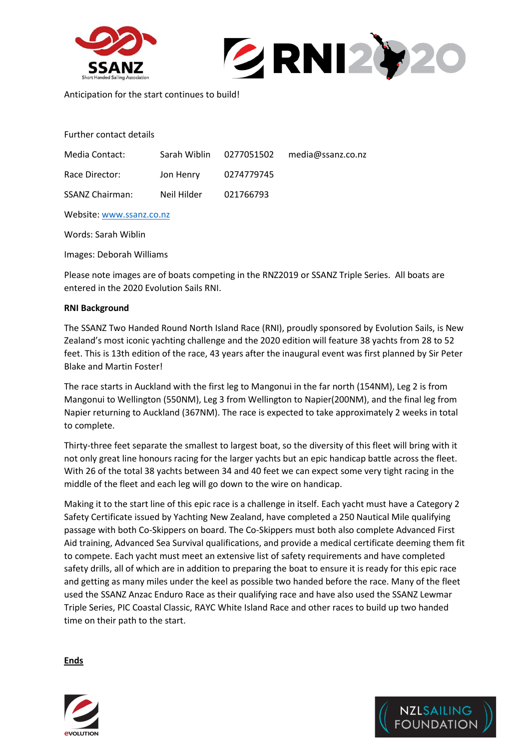Anticipation for the start continues to build!

Further contact details

| | | | |
|---|---|---|---|
| Media Contact: | Sarah Wiblin | 0277051502 | media@ssanz.co.nz |
| Race Director: | Jon Henry | 0274779745 | |
| SSANZ Chairman: | Neil Hilder | 021766793 | |

Website: [www.ssanz.co.nz](http://www.ssanz.co.nz)

Words: Sarah Wiblin

Images: Deborah Williams

Please note images are of boats competing in the RNZ2019 or SSANZ Triple Series. All boats are entered in the 2020 Evolution Sails RNI.

**RNI Background**

The SSANZ Two Handed Round North Island Race (RNI), proudly sponsored by Evolution Sails, is New Zealand's most iconic yachting challenge and the 2020 edition will feature 38 yachts from 28 to 52 feet. This is 13th edition of the race, 43 years after the inaugural event was first planned by Sir Peter Blake and Martin Foster!

The race starts in Auckland with the first leg to Mangonui in the far north (154NM), Leg 2 is from Mangonui to Wellington (550NM), Leg 3 from Wellington to Napier(200NM), and the final leg from Napier returning to Auckland (367NM). The race is expected to take approximately 2 weeks in total to complete.

Thirty-three feet separate the smallest to largest boat, so the diversity of this fleet will bring with it not only great line honours racing for the larger yachts but an epic handicap battle across the fleet. With 26 of the total 38 yachts between 34 and 40 feet we can expect some very tight racing in the middle of the fleet and each leg will go down to the wire on handicap.

Making it to the start line of this epic race is a challenge in itself. Each yacht must have a Category 2 Safety Certificate issued by Yachting New Zealand, have completed a 250 Nautical Mile qualifying passage with both Co-Skippers on board. The Co-Skippers must both also complete Advanced First Aid training, Advanced Sea Survival qualifications, and provide a medical certificate deeming them fit to compete. Each yacht must meet an extensive list of safety requirements and have completed safety drills, all of which are in addition to preparing the boat to ensure it is ready for this epic race and getting as many miles under the keel as possible two handed before the race. Many of the fleet used the SSANZ Anzac Enduro Race as their qualifying race and have also used the SSANZ Lewmar Triple Series, PIC Coastal Classic, RAYC White Island Race and other races to build up two handed time on their path to the start.

**Ends**